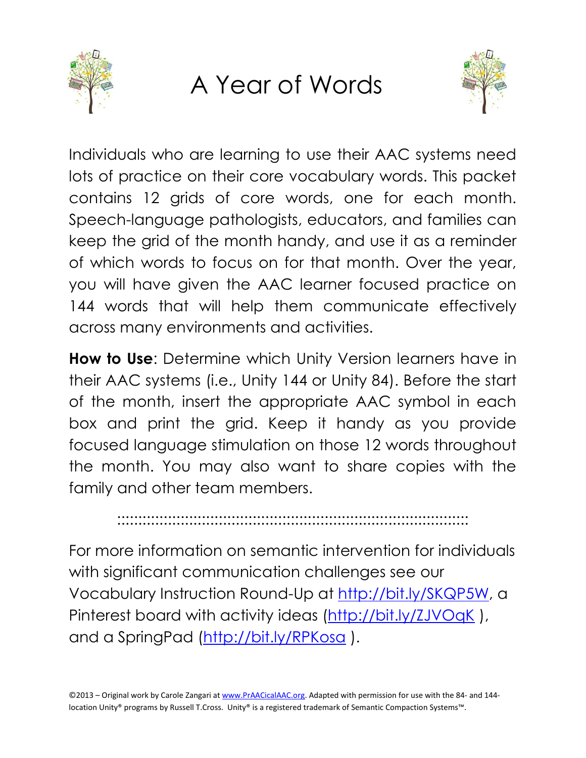# A Year of Words

Individuals who are learning to use their AAC systems need lots of practice on their core vocabulary words. This packet contains 12 grids of core words, one for each month. Speech-language pathologists, educators, and families can keep the grid of the month handy, and use it as a reminder of which words to focus on for that month. Over the year, you will have given the AAC learner focused practice on 144 words that will help them communicate effectively across many environments and activities.

**How to Use**: Determine which Unity Version learners have in their AAC systems (i.e., Unity 144 or Unity 84). Before the start of the month, insert the appropriate AAC symbol in each box and print the grid. Keep it handy as you provide focused language stimulation on those 12 words throughout the month. You may also want to share copies with the family and other team members.

For more information on semantic intervention for individuals with significant communication challenges see our Vocabulary Instruction Round-Up at http://bit.ly/SKQP5W, a Pinterest board with activity ideas (http://bit.ly/ZJVOqK ), and a SpringPad (http://bit.ly/RPKosa ).

©2013 – Original work by Carole Zangari at www.PrAACicalAAC.org. Adapted with permission for use with the 84- and 144-location Unity® programs by Russell T.Cross. Unity® is a registered trademark of Semantic Compaction Systems™.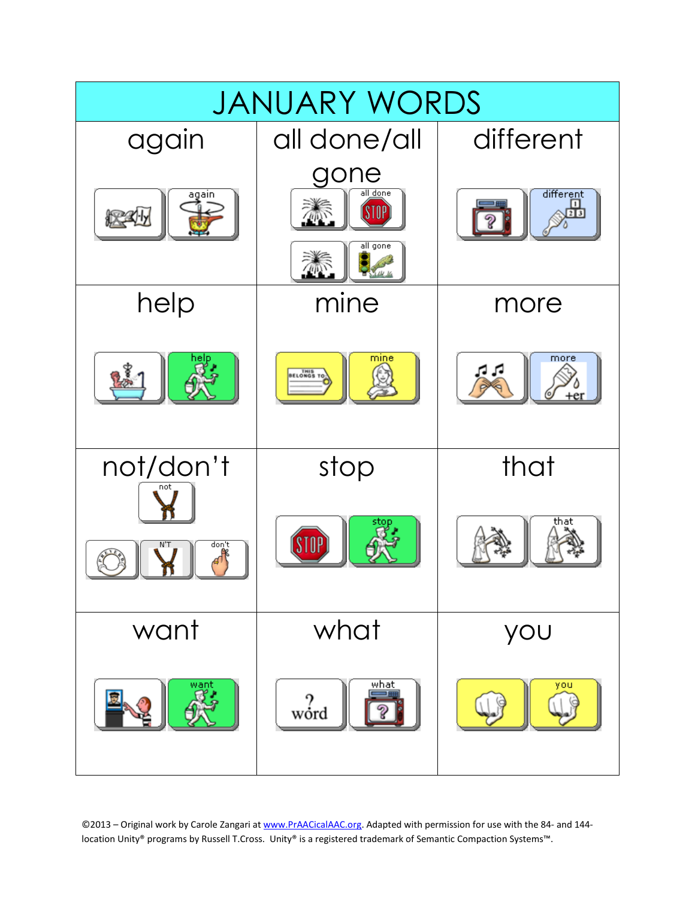# JANUARY WORDS

| | | |
|---|---|---|
| again<br>again | all done/all gone<br>all done<br>all gone | different<br>different |
| help<br>help | mine<br>THIS BELONGS TO<br>mine | more<br>more<br>+er |
| not/don't<br>not<br>N'T<br>don't | stop<br>STOP<br>stop | that<br>that |
| want<br>want | what<br>word<br>what | you<br>you |

©2013 – Original work by Carole Zangari at www.PrAACicalAAC.org. Adapted with permission for use with the 84- and 144-location Unity® programs by Russell T.Cross. Unity® is a registered trademark of Semantic Compaction Systems™.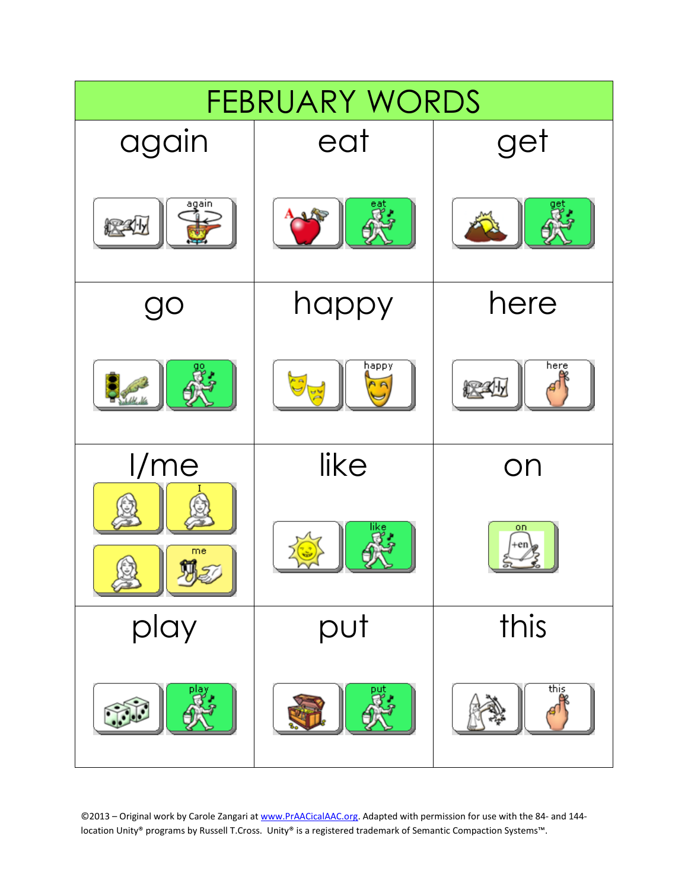| FEBRUARY WORDS | | |
|---|---|---|
| again | eat | get |
| go | happy | here |
| I/me | like | on |
| play | put | this |

©2013 – Original work by Carole Zangari at www.PrAACicalAAC.org. Adapted with permission for use with the 84- and 144-location Unity® programs by Russell T.Cross. Unity® is a registered trademark of Semantic Compaction Systems™.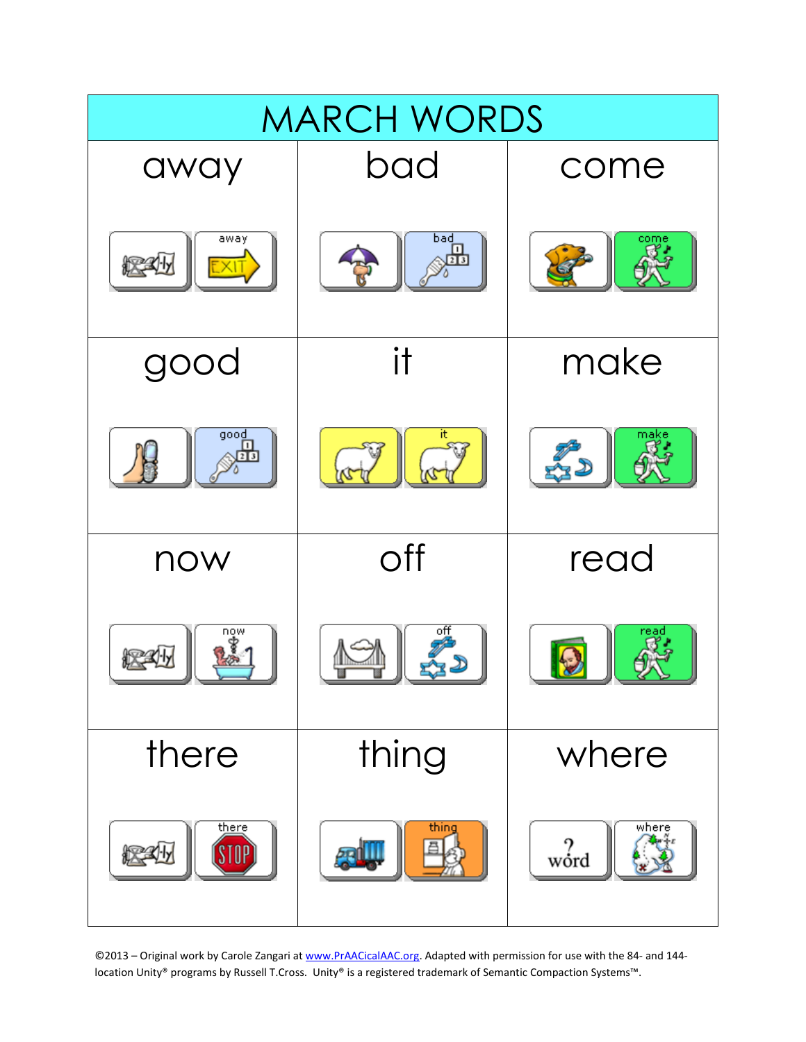| MARCH WORDS | | |
| --- | --- | --- |
| away | bad | come |
| good | it | make |
| now | off | read |
| there | thing | where |

©2013 – Original work by Carole Zangari at www.PrAACticalAAC.org. Adapted with permission for use with the 84- and 144-location Unity® programs by Russell T.Cross. Unity® is a registered trademark of Semantic Compaction Systems™.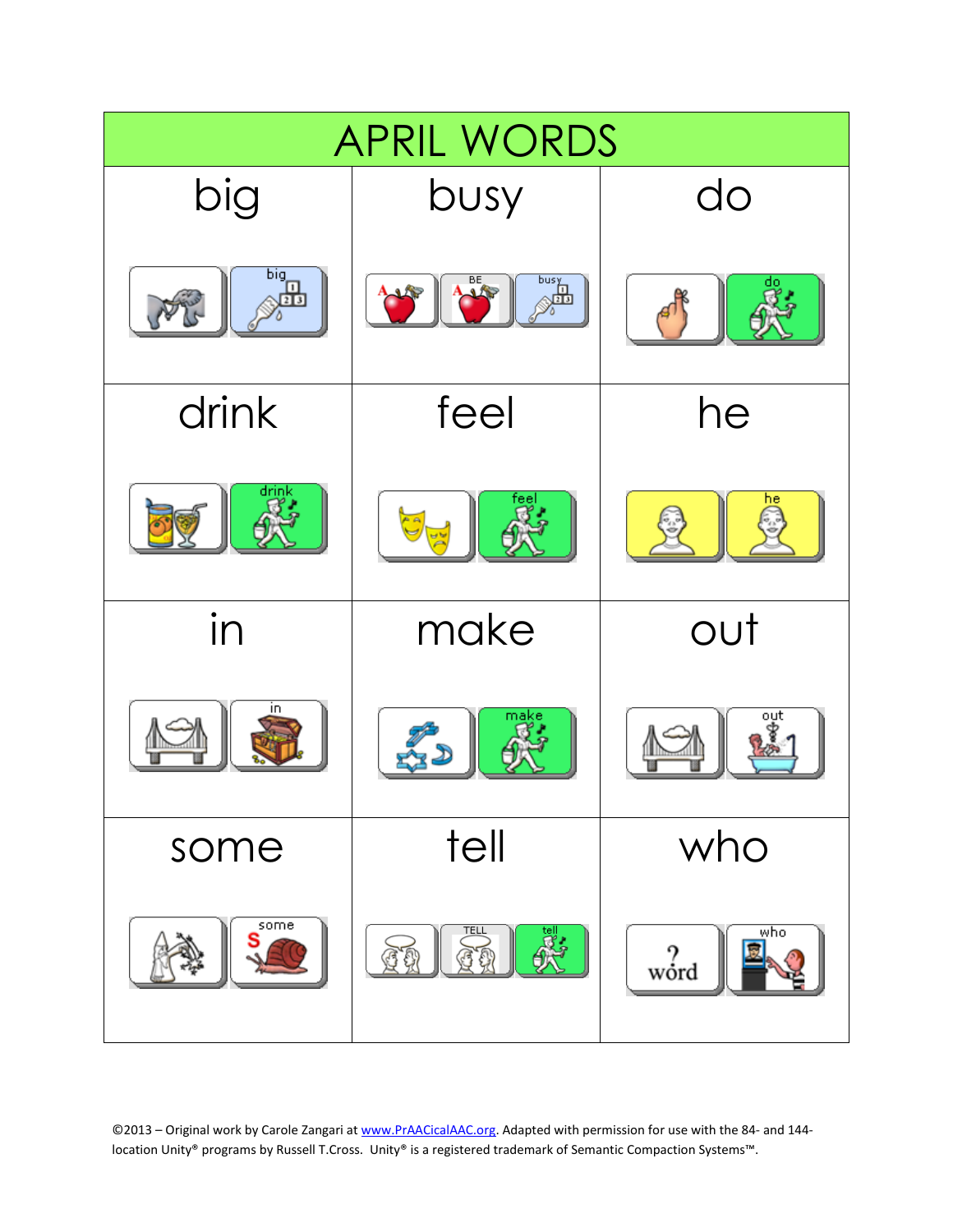| APRIL WORDS | | |
|---|---|---|
| big | busy | do |
| drink | feel | he |
| in | make | out |
| some | tell | who |

©2013 – Original work by Carole Zangari at www.PrAACticalAAC.org. Adapted with permission for use with the 84- and 144-location Unity® programs by Russell T.Cross. Unity® is a registered trademark of Semantic Compaction Systems™.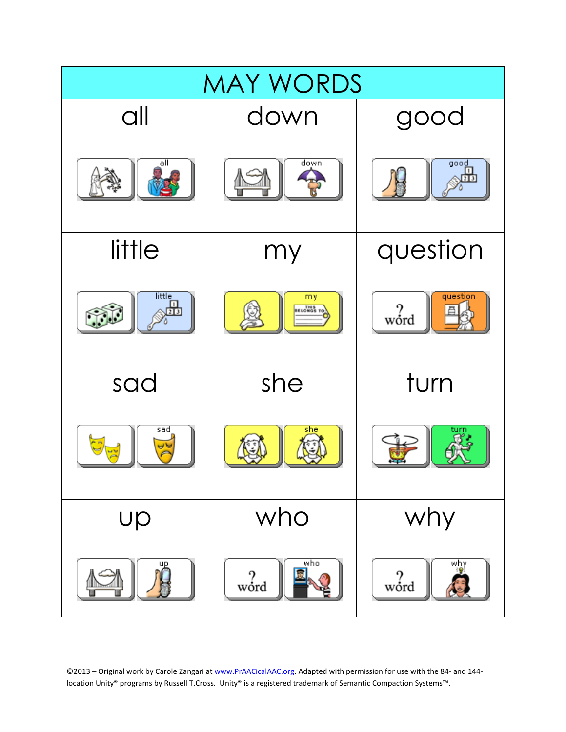| MAY WORDS | | |
|---|---|---|
| all | down | good |
| little | my | question |
| sad | she | turn |
| up | who | why |

©2013 – Original work by Carole Zangari at www.PrAACicalAAC.org. Adapted with permission for use with the 84- and 144-location Unity® programs by Russell T.Cross. Unity® is a registered trademark of Semantic Compaction Systems™.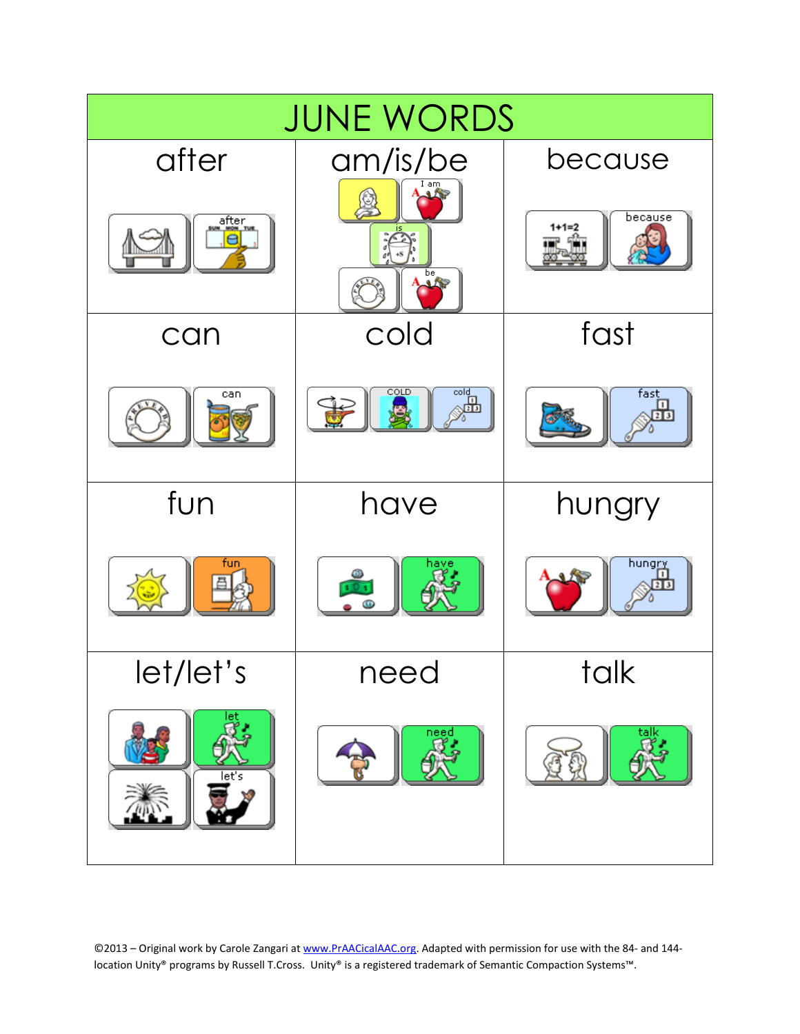# JUNE WORDS

| | | |
|---|---|---|
| after | am/is/be | because |
| can | cold | fast |
| fun | have | hungry |
| let/let's | need | talk |

©2013 – Original work by Carole Zangari at www.PrAACticalAAC.org. Adapted with permission for use with the 84- and 144-location Unity® programs by Russell T.Cross. Unity® is a registered trademark of Semantic Compaction Systems™.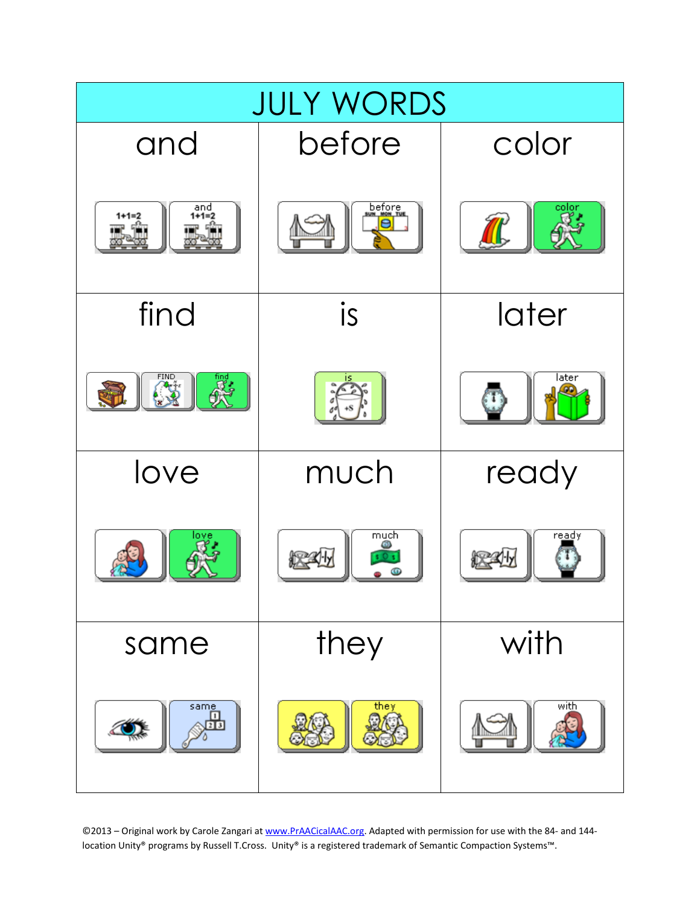# JULY WORDS

| | | |
|---|---|---|
| and | before | color |
| find | is | later |
| love | much | ready |
| same | they | with |

©2013 – Original work by Carole Zangari at www.PrAACticalAAC.org. Adapted with permission for use with the 84- and 144-location Unity® programs by Russell T.Cross. Unity® is a registered trademark of Semantic Compaction Systems™.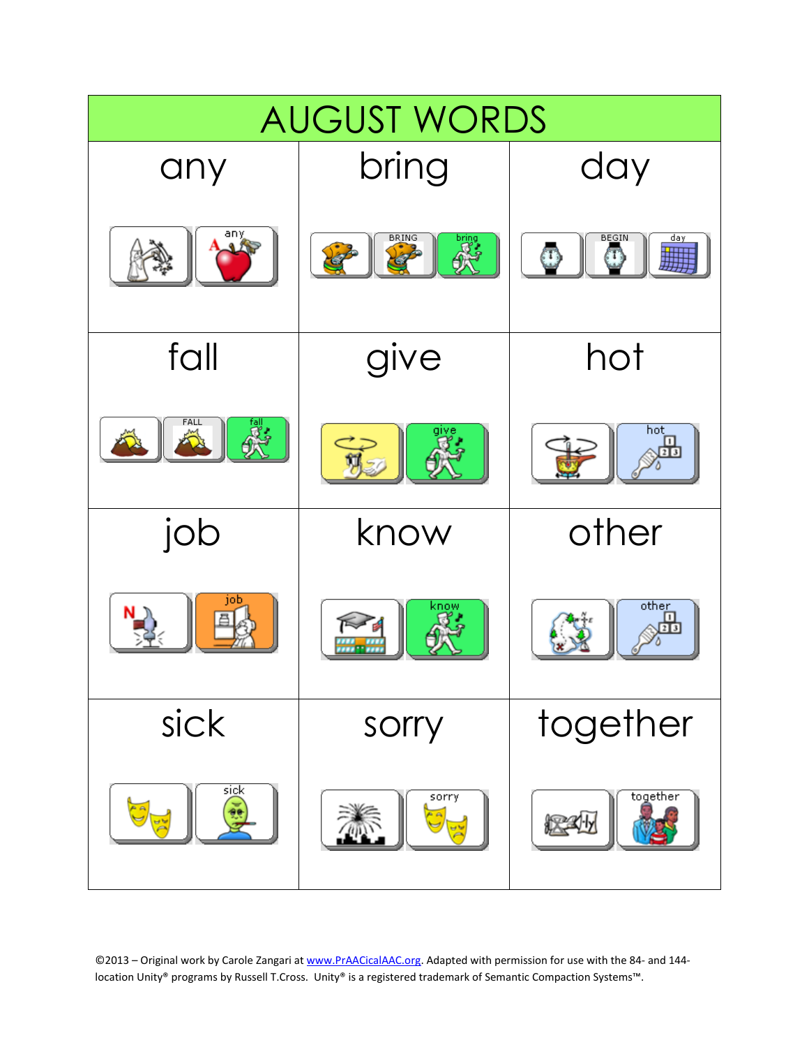# AUGUST WORDS

| | | |
|---|---|---|
| any | bring | day |
| fall | give | hot |
| job | know | other |
| sick | sorry | together |

©2013 – Original work by Carole Zangari at www.PrAACicalAAC.org. Adapted with permission for use with the 84- and 144-location Unity® programs by Russell T.Cross. Unity® is a registered trademark of Semantic Compaction Systems™.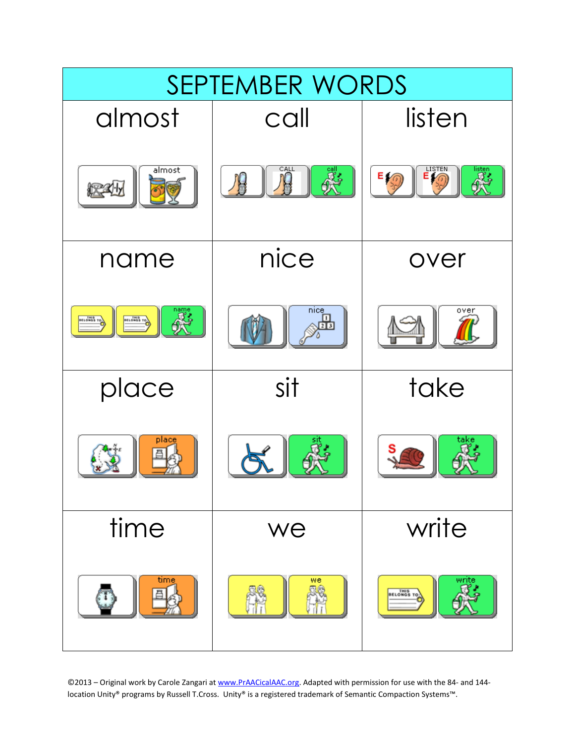| SEPTEMBER WORDS | | |
|---|---|---|
| almost | call | listen |
| name | nice | over |
| place | sit | take |
| time | we | write |

©2013 – Original work by Carole Zangari at www.PrAACicalAAC.org. Adapted with permission for use with the 84- and 144-location Unity® programs by Russell T.Cross. Unity® is a registered trademark of Semantic Compaction Systems™.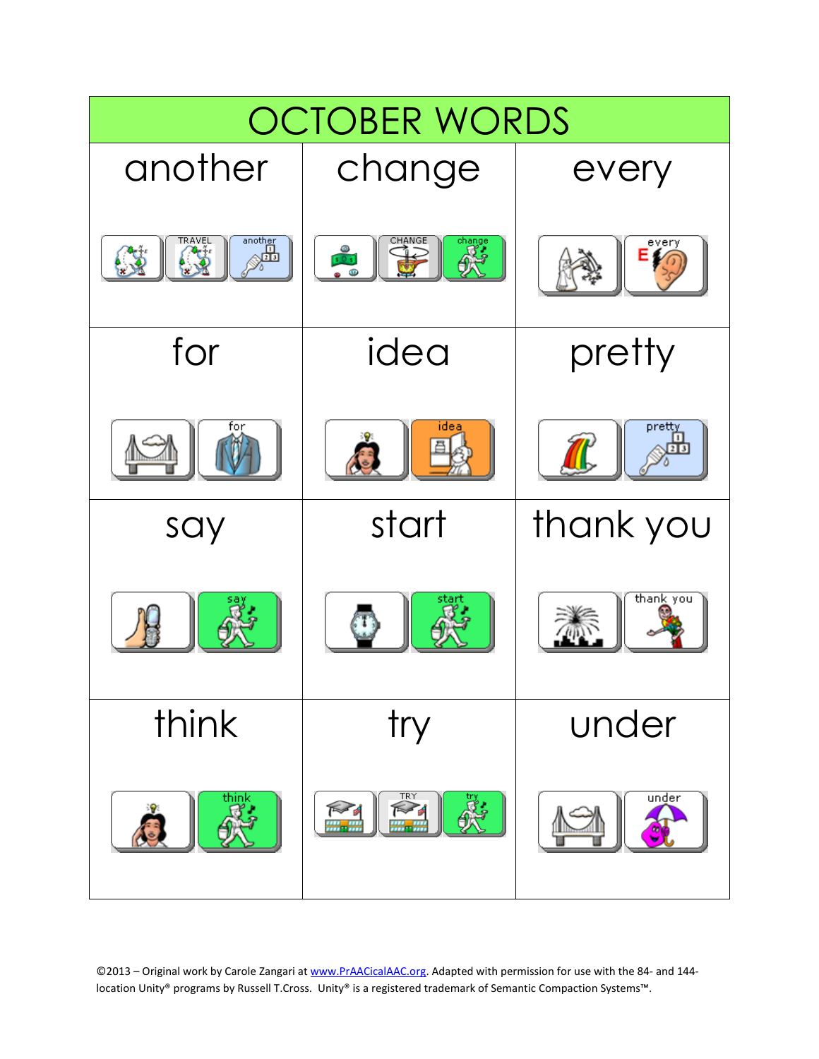| OCTOBER WORDS | | |
|---|---|---|
| another | change | every |
| for | idea | pretty |
| say | start | thank you |
| think | try | under |

©2013 – Original work by Carole Zangari at www.PrAACicalAAC.org. Adapted with permission for use with the 84- and 144-location Unity® programs by Russell T.Cross. Unity® is a registered trademark of Semantic Compaction Systems™.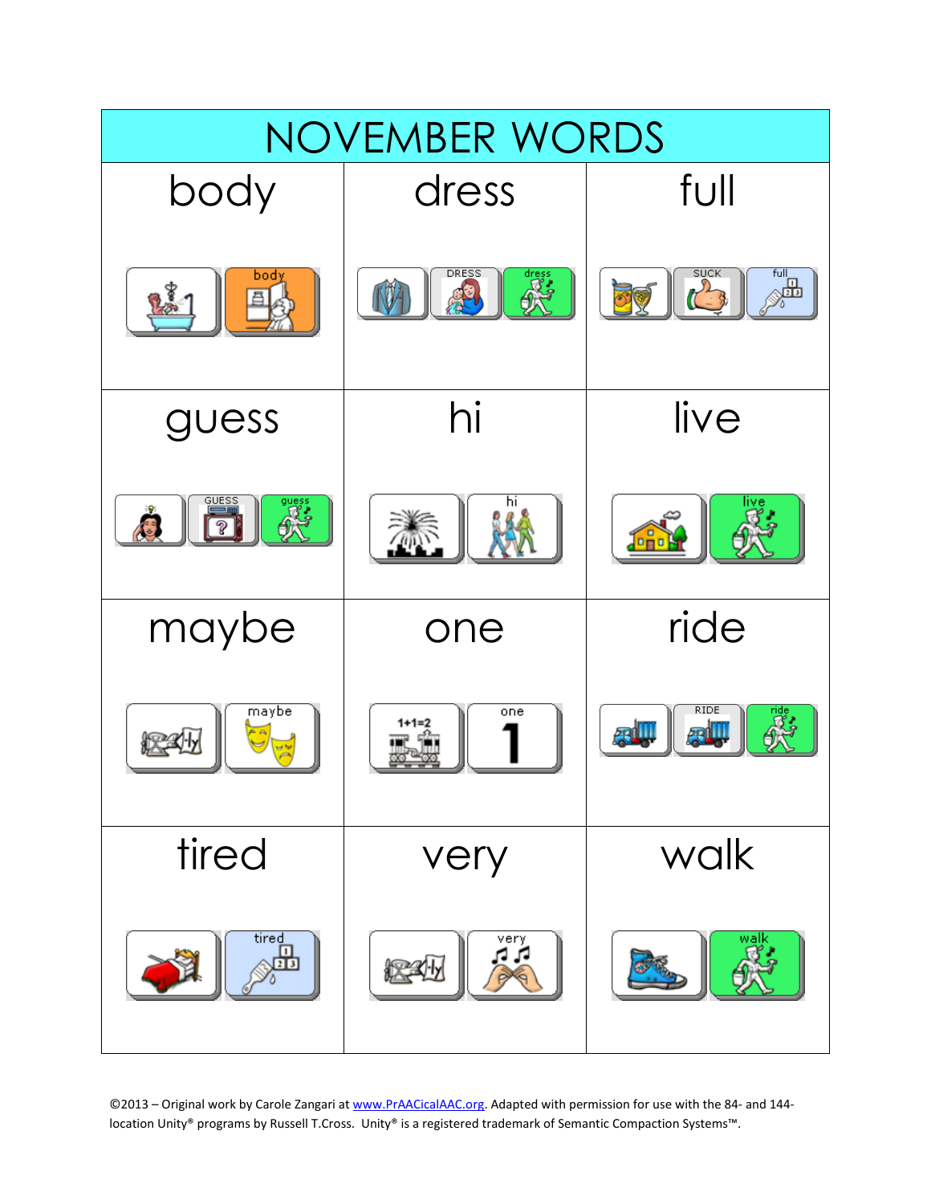| NOVEMBER WORDS | | |
|---|---|---|
| body | dress | full |
| guess | hi | live |
| maybe | one | ride |
| tired | very | walk |

©2013 – Original work by Carole Zangari at www.PrAACicalAAC.org. Adapted with permission for use with the 84- and 144-location Unity® programs by Russell T.Cross. Unity® is a registered trademark of Semantic Compaction Systems™.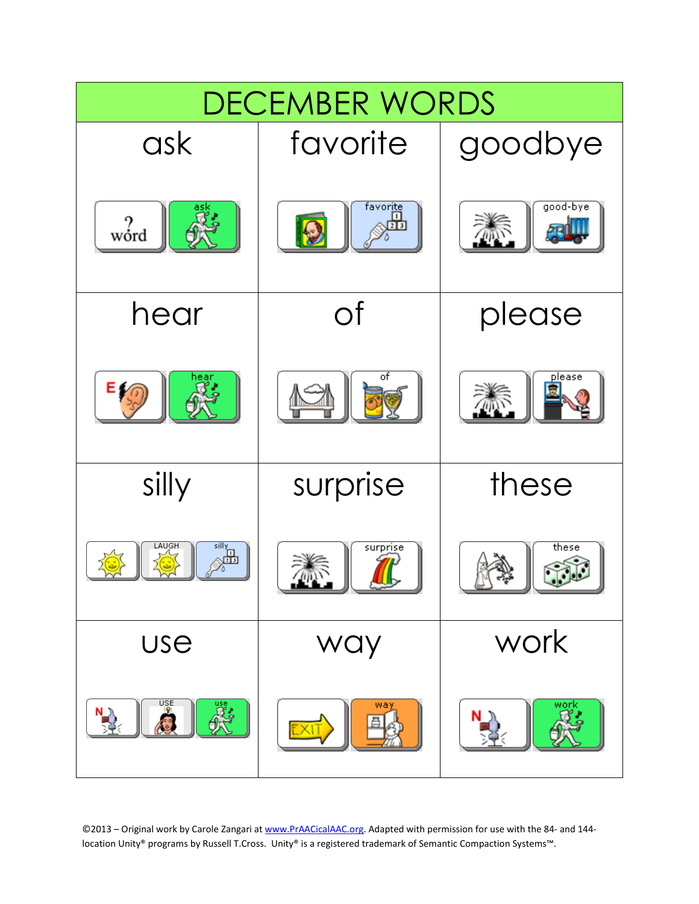| DECEMBER WORDS | | |
|---|---|---|
| ask<br>word, ask | favorite<br>favorite | goodbye<br>good-bye |
| hear<br>hear | of<br>of | please<br>please |
| silly<br>LAUGH, silly | surprise<br>surprise | these<br>these |
| use<br>USE, use | way<br>EXIT, way | work<br>work |

©2013 – Original work by Carole Zangari at www.PrAACicalAAC.org. Adapted with permission for use with the 84- and 144-location Unity® programs by Russell T.Cross. Unity® is a registered trademark of Semantic Compaction Systems™.